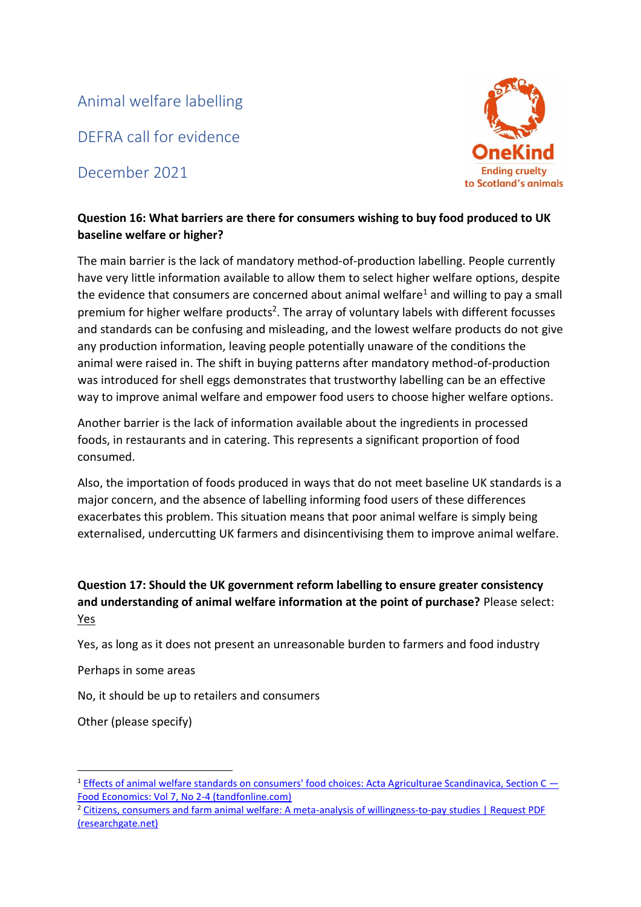# Animal welfare labelling

## DEFRA call for evidence

## December 2021

OneKind
Ending cruelty to Scotland's animals

**Question 16: What barriers are there for consumers wishing to buy food produced to UK baseline welfare or higher?**

The main barrier is the lack of mandatory method-of-production labelling. People currently have very little information available to allow them to select higher welfare options, despite the evidence that consumers are concerned about animal welfare[1] and willing to pay a small premium for higher welfare products[2]. The array of voluntary labels with different focusses and standards can be confusing and misleading, and the lowest welfare products do not give any production information, leaving people potentially unaware of the conditions the animal were raised in. The shift in buying patterns after mandatory method-of-production was introduced for shell eggs demonstrates that trustworthy labelling can be an effective way to improve animal welfare and empower food users to choose higher welfare options.

Another barrier is the lack of information available about the ingredients in processed foods, in restaurants and in catering. This represents a significant proportion of food consumed.

Also, the importation of foods produced in ways that do not meet baseline UK standards is a major concern, and the absence of labelling informing food users of these differences exacerbates this problem. This situation means that poor animal welfare is simply being externalised, undercutting UK farmers and disincentivising them to improve animal welfare.

**Question 17: Should the UK government reform labelling to ensure greater consistency and understanding of animal welfare information at the point of purchase?** Please select:

<u>Yes</u>

Yes, as long as it does not present an unreasonable burden to farmers and food industry

Perhaps in some areas

No, it should be up to retailers and consumers

Other (please specify)

---

[1] Effects of animal welfare standards on consumers' food choices: Acta Agriculturae Scandinavica, Section C — Food Economics: Vol 7, No 2-4 (tandfonline.com)

[2] Citizens, consumers and farm animal welfare: A meta-analysis of willingness-to-pay studies | Request PDF (researchgate.net)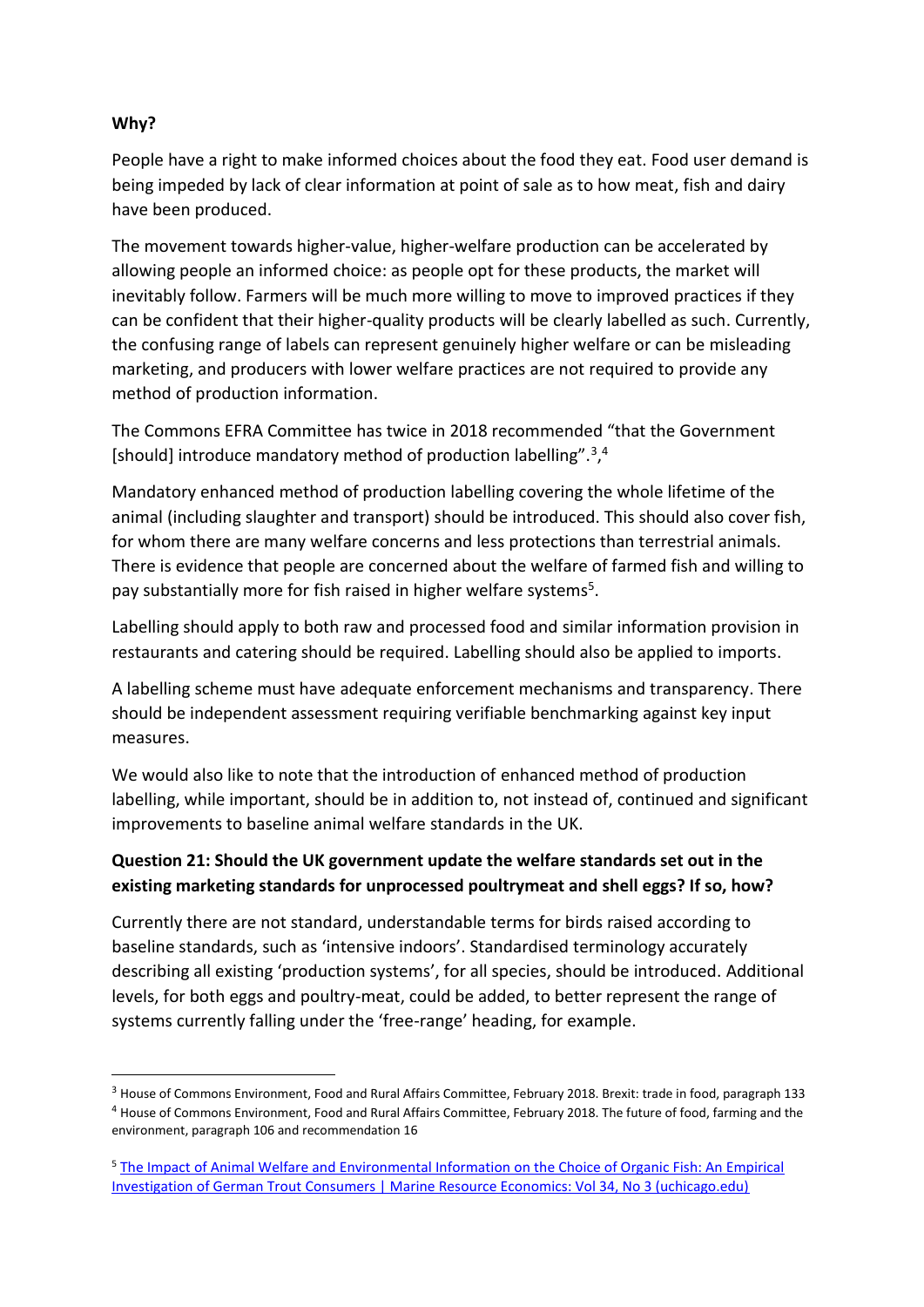**Why?**

People have a right to make informed choices about the food they eat. Food user demand is being impeded by lack of clear information at point of sale as to how meat, fish and dairy have been produced.

The movement towards higher-value, higher-welfare production can be accelerated by allowing people an informed choice: as people opt for these products, the market will inevitably follow. Farmers will be much more willing to move to improved practices if they can be confident that their higher-quality products will be clearly labelled as such. Currently, the confusing range of labels can represent genuinely higher welfare or can be misleading marketing, and producers with lower welfare practices are not required to provide any method of production information.

The Commons EFRA Committee has twice in 2018 recommended "that the Government [should] introduce mandatory method of production labelling".[3],[4]

Mandatory enhanced method of production labelling covering the whole lifetime of the animal (including slaughter and transport) should be introduced. This should also cover fish, for whom there are many welfare concerns and less protections than terrestrial animals. There is evidence that people are concerned about the welfare of farmed fish and willing to pay substantially more for fish raised in higher welfare systems[5].

Labelling should apply to both raw and processed food and similar information provision in restaurants and catering should be required. Labelling should also be applied to imports.

A labelling scheme must have adequate enforcement mechanisms and transparency. There should be independent assessment requiring verifiable benchmarking against key input measures.

We would also like to note that the introduction of enhanced method of production labelling, while important, should be in addition to, not instead of, continued and significant improvements to baseline animal welfare standards in the UK.

**Question 21: Should the UK government update the welfare standards set out in the existing marketing standards for unprocessed poultrymeat and shell eggs? If so, how?**

Currently there are not standard, understandable terms for birds raised according to baseline standards, such as 'intensive indoors'. Standardised terminology accurately describing all existing 'production systems', for all species, should be introduced. Additional levels, for both eggs and poultry-meat, could be added, to better represent the range of systems currently falling under the 'free-range' heading, for example.

---

[3] House of Commons Environment, Food and Rural Affairs Committee, February 2018. Brexit: trade in food, paragraph 133

[4] House of Commons Environment, Food and Rural Affairs Committee, February 2018. The future of food, farming and the environment, paragraph 106 and recommendation 16

[5] The Impact of Animal Welfare and Environmental Information on the Choice of Organic Fish: An Empirical Investigation of German Trout Consumers | Marine Resource Economics: Vol 34, No 3 (uchicago.edu)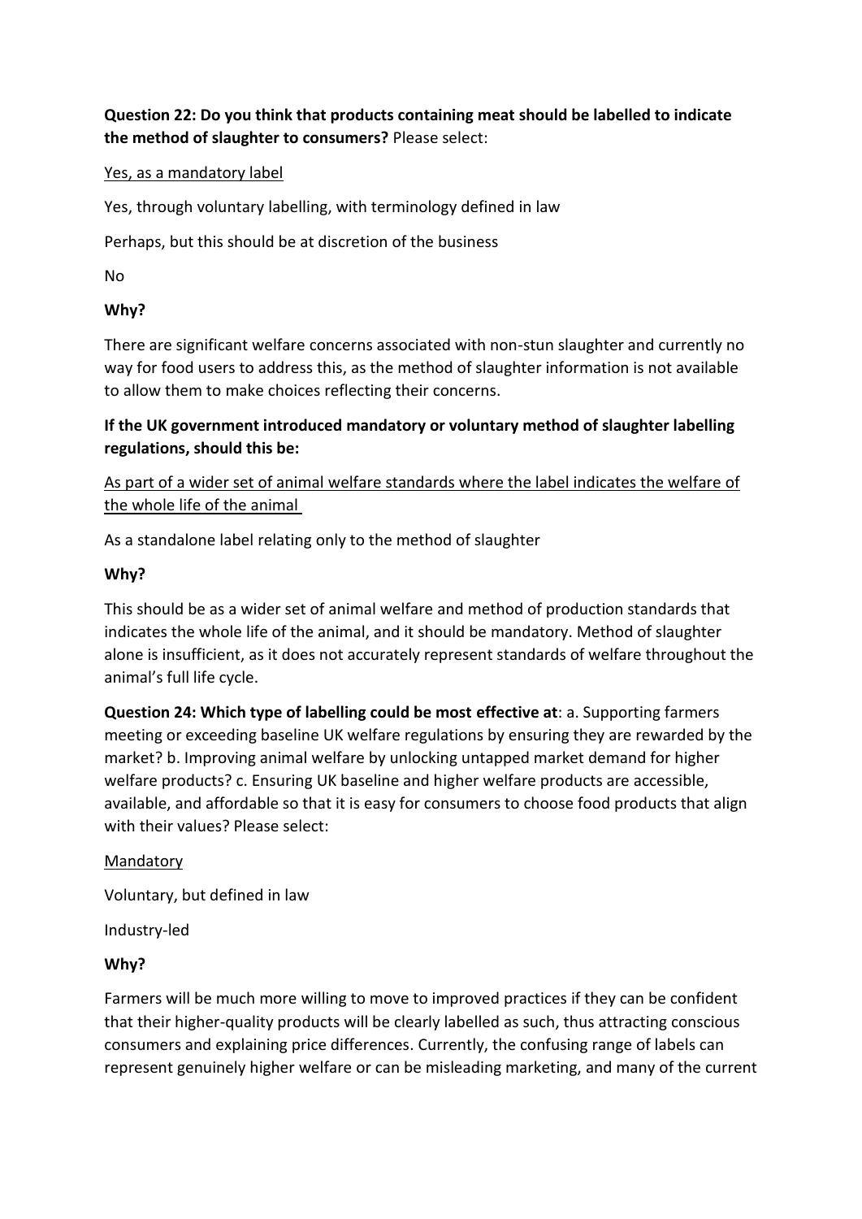**Question 22: Do you think that products containing meat should be labelled to indicate the method of slaughter to consumers?** Please select:

<u>Yes, as a mandatory label</u>

Yes, through voluntary labelling, with terminology defined in law

Perhaps, but this should be at discretion of the business

No

**Why?**

There are significant welfare concerns associated with non-stun slaughter and currently no way for food users to address this, as the method of slaughter information is not available to allow them to make choices reflecting their concerns.

**If the UK government introduced mandatory or voluntary method of slaughter labelling regulations, should this be:**

<u>As part of a wider set of animal welfare standards where the label indicates the welfare of the whole life of the animal</u>

As a standalone label relating only to the method of slaughter

**Why?**

This should be as a wider set of animal welfare and method of production standards that indicates the whole life of the animal, and it should be mandatory. Method of slaughter alone is insufficient, as it does not accurately represent standards of welfare throughout the animal's full life cycle.

**Question 24: Which type of labelling could be most effective at**: a. Supporting farmers meeting or exceeding baseline UK welfare regulations by ensuring they are rewarded by the market? b. Improving animal welfare by unlocking untapped market demand for higher welfare products? c. Ensuring UK baseline and higher welfare products are accessible, available, and affordable so that it is easy for consumers to choose food products that align with their values? Please select:

<u>Mandatory</u>

Voluntary, but defined in law

Industry-led

**Why?**

Farmers will be much more willing to move to improved practices if they can be confident that their higher-quality products will be clearly labelled as such, thus attracting conscious consumers and explaining price differences. Currently, the confusing range of labels can represent genuinely higher welfare or can be misleading marketing, and many of the current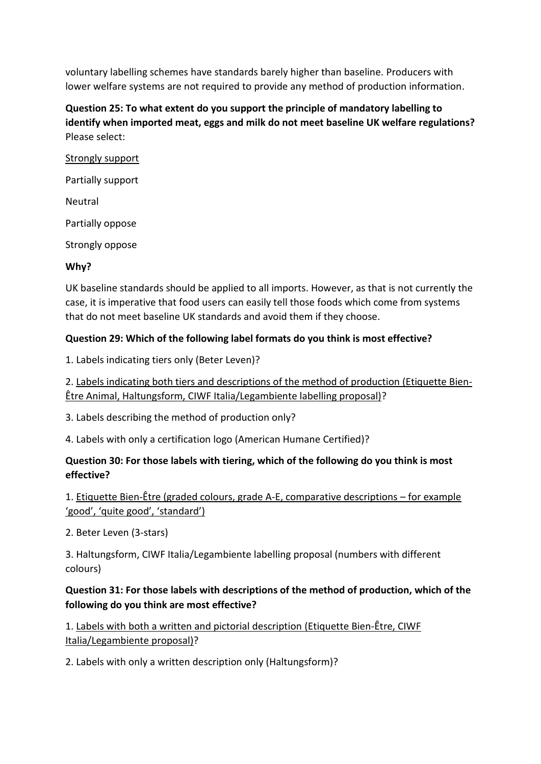voluntary labelling schemes have standards barely higher than baseline. Producers with lower welfare systems are not required to provide any method of production information.

**Question 25: To what extent do you support the principle of mandatory labelling to identify when imported meat, eggs and milk do not meet baseline UK welfare regulations?** Please select:

<u>Strongly support</u>

Partially support

Neutral

Partially oppose

Strongly oppose

**Why?**

UK baseline standards should be applied to all imports. However, as that is not currently the case, it is imperative that food users can easily tell those foods which come from systems that do not meet baseline UK standards and avoid them if they choose.

**Question 29: Which of the following label formats do you think is most effective?**

1. Labels indicating tiers only (Beter Leven)?

2. <u>Labels indicating both tiers and descriptions of the method of production (Etiquette Bien-Être Animal, Haltungsform, CIWF Italia/Legambiente labelling proposal)</u>?

3. Labels describing the method of production only?

4. Labels with only a certification logo (American Humane Certified)?

**Question 30: For those labels with tiering, which of the following do you think is most effective?**

1. <u>Etiquette Bien-Être (graded colours, grade A-E, comparative descriptions – for example 'good', 'quite good', 'standard')</u>

2. Beter Leven (3-stars)

3. Haltungsform, CIWF Italia/Legambiente labelling proposal (numbers with different colours)

**Question 31: For those labels with descriptions of the method of production, which of the following do you think are most effective?**

1. <u>Labels with both a written and pictorial description (Etiquette Bien-Être, CIWF Italia/Legambiente proposal)</u>?

2. Labels with only a written description only (Haltungsform)?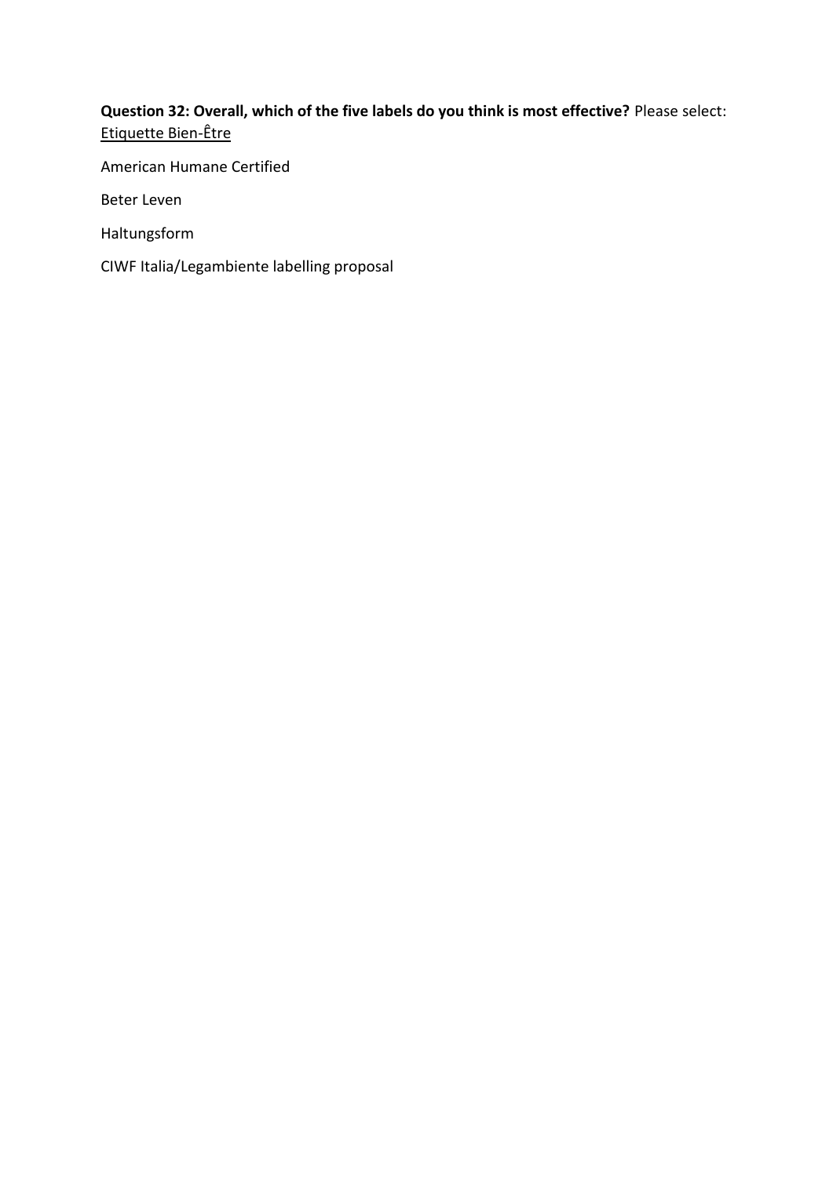**Question 32: Overall, which of the five labels do you think is most effective?** Please select:
<u>Etiquette Bien-Être</u>

American Humane Certified

Beter Leven

Haltungsform

CIWF Italia/Legambiente labelling proposal